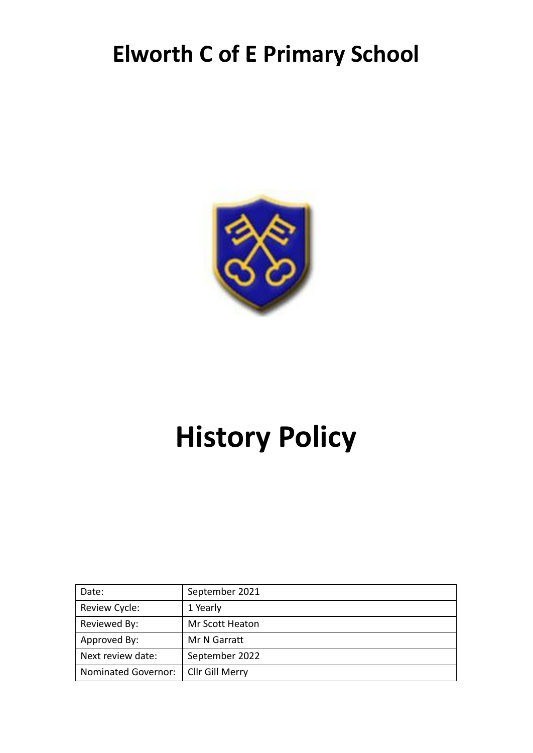# Elworth C of E Primary School

# History Policy

| | |
|---|---|
| Date: | September 2021 |
| Review Cycle: | 1 Yearly |
| Reviewed By: | Mr Scott Heaton |
| Approved By: | Mr N Garratt |
| Next review date: | September 2022 |
| Nominated Governor: | Cllr Gill Merry |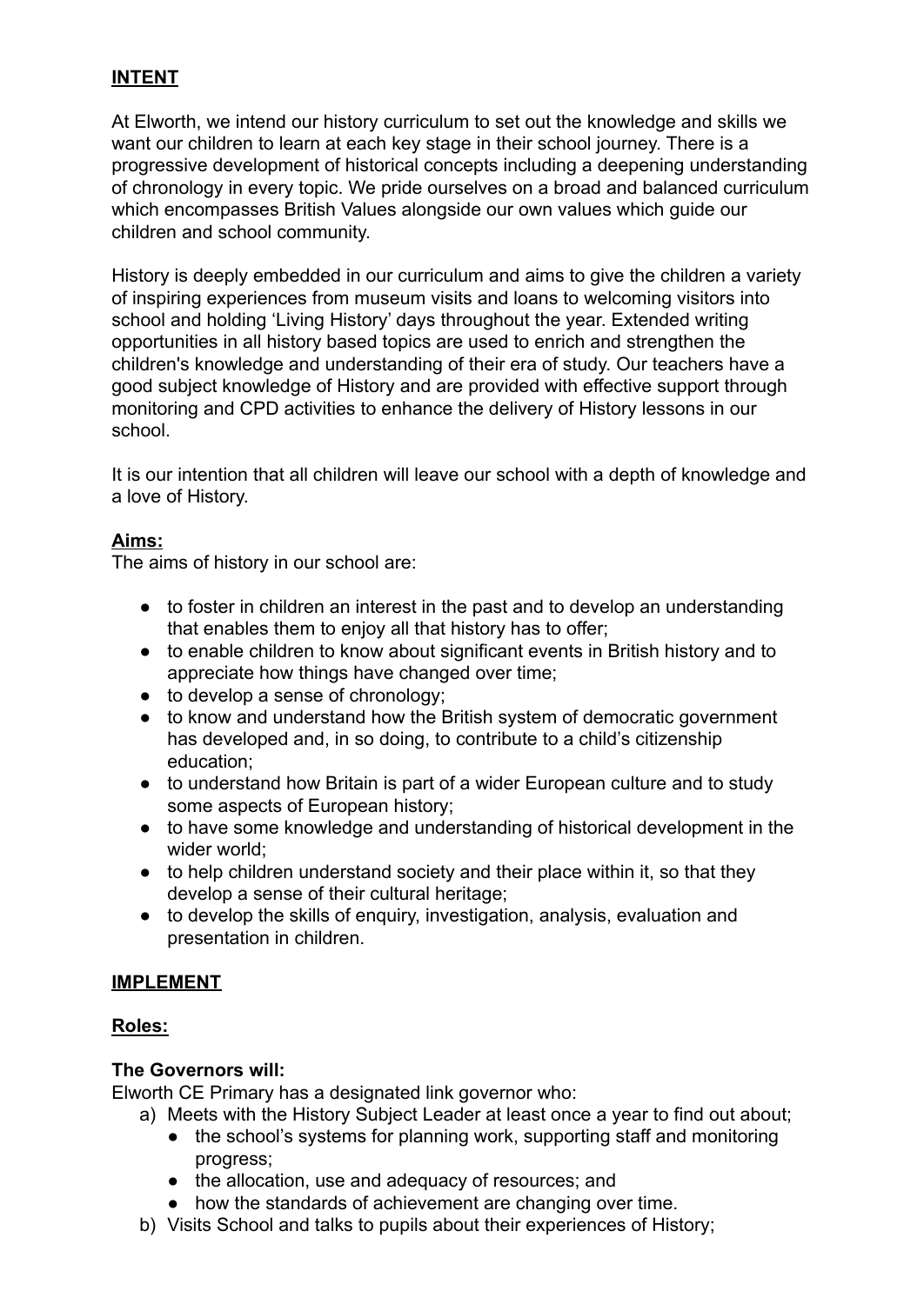## INTENT

At Elworth, we intend our history curriculum to set out the knowledge and skills we want our children to learn at each key stage in their school journey. There is a progressive development of historical concepts including a deepening understanding of chronology in every topic. We pride ourselves on a broad and balanced curriculum which encompasses British Values alongside our own values which guide our children and school community.

History is deeply embedded in our curriculum and aims to give the children a variety of inspiring experiences from museum visits and loans to welcoming visitors into school and holding 'Living History' days throughout the year. Extended writing opportunities in all history based topics are used to enrich and strengthen the children's knowledge and understanding of their era of study. Our teachers have a good subject knowledge of History and are provided with effective support through monitoring and CPD activities to enhance the delivery of History lessons in our school.

It is our intention that all children will leave our school with a depth of knowledge and a love of History.

### Aims:

The aims of history in our school are:

- to foster in children an interest in the past and to develop an understanding that enables them to enjoy all that history has to offer;
- to enable children to know about significant events in British history and to appreciate how things have changed over time;
- to develop a sense of chronology;
- to know and understand how the British system of democratic government has developed and, in so doing, to contribute to a child's citizenship education;
- to understand how Britain is part of a wider European culture and to study some aspects of European history;
- to have some knowledge and understanding of historical development in the wider world;
- to help children understand society and their place within it, so that they develop a sense of their cultural heritage;
- to develop the skills of enquiry, investigation, analysis, evaluation and presentation in children.

## IMPLEMENT

### Roles:

**The Governors will:**

Elworth CE Primary has a designated link governor who:

a) Meets with the History Subject Leader at least once a year to find out about;
   - the school's systems for planning work, supporting staff and monitoring progress;
   - the allocation, use and adequacy of resources; and
   - how the standards of achievement are changing over time.

b) Visits School and talks to pupils about their experiences of History;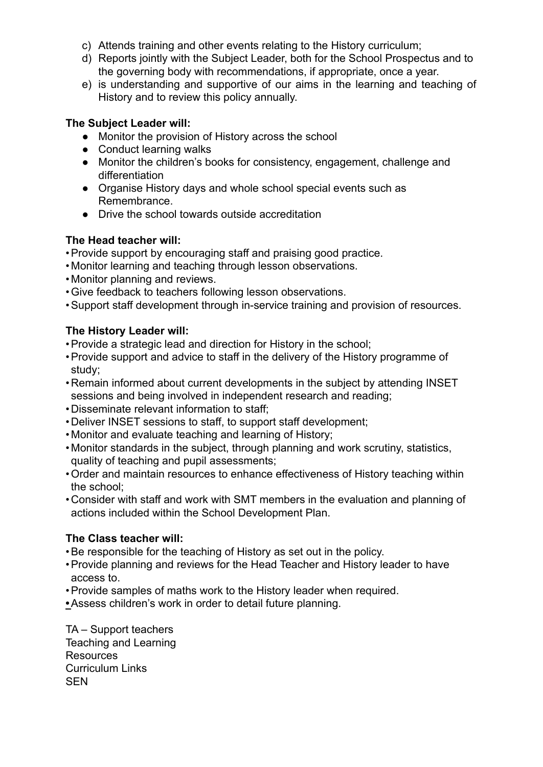c) Attends training and other events relating to the History curriculum;
d) Reports jointly with the Subject Leader, both for the School Prospectus and to the governing body with recommendations, if appropriate, once a year.
e) is understanding and supportive of our aims in the learning and teaching of History and to review this policy annually.

**The Subject Leader will:**

- Monitor the provision of History across the school
- Conduct learning walks
- Monitor the children's books for consistency, engagement, challenge and differentiation
- Organise History days and whole school special events such as Remembrance.
- Drive the school towards outside accreditation

**The Head teacher will:**

- Provide support by encouraging staff and praising good practice.
- Monitor learning and teaching through lesson observations.
- Monitor planning and reviews.
- Give feedback to teachers following lesson observations.
- Support staff development through in-service training and provision of resources.

**The History Leader will:**

- Provide a strategic lead and direction for History in the school;
- Provide support and advice to staff in the delivery of the History programme of study;
- Remain informed about current developments in the subject by attending INSET sessions and being involved in independent research and reading;
- Disseminate relevant information to staff;
- Deliver INSET sessions to staff, to support staff development;
- Monitor and evaluate teaching and learning of History;
- Monitor standards in the subject, through planning and work scrutiny, statistics, quality of teaching and pupil assessments;
- Order and maintain resources to enhance effectiveness of History teaching within the school;
- Consider with staff and work with SMT members in the evaluation and planning of actions included within the School Development Plan.

**The Class teacher will:**

- Be responsible for the teaching of History as set out in the policy.
- Provide planning and reviews for the Head Teacher and History leader to have access to.
- Provide samples of maths work to the History leader when required.
- Assess children's work in order to detail future planning.

TA – Support teachers
Teaching and Learning
Resources
Curriculum Links
SEN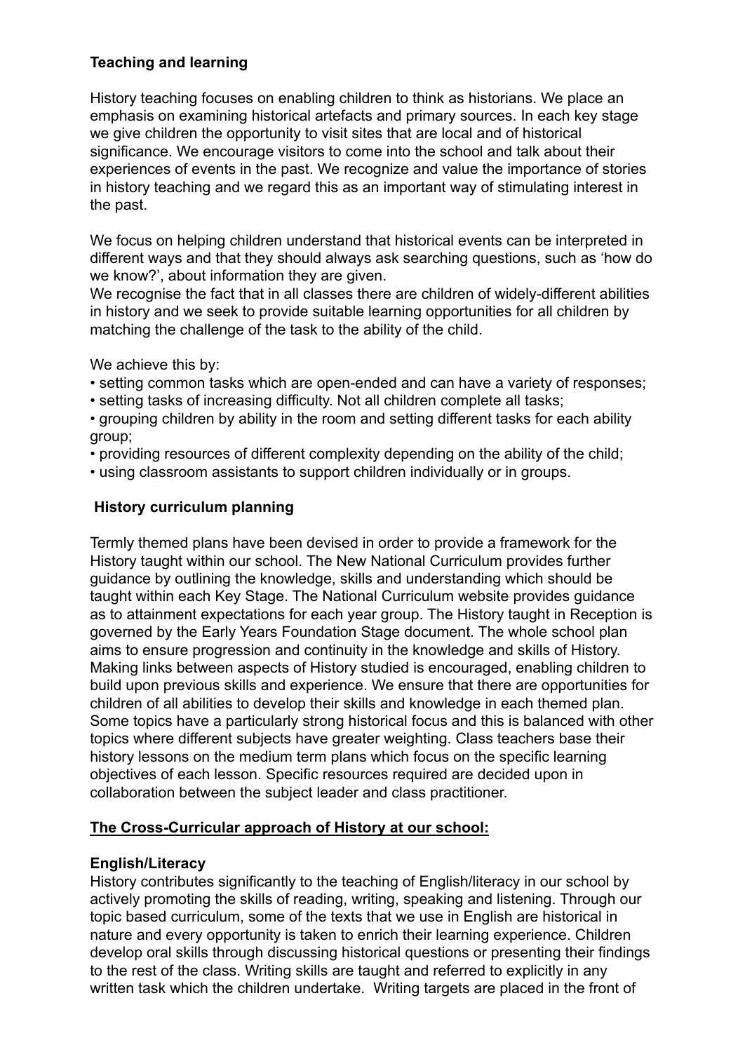**Teaching and learning**

History teaching focuses on enabling children to think as historians. We place an emphasis on examining historical artefacts and primary sources. In each key stage we give children the opportunity to visit sites that are local and of historical significance. We encourage visitors to come into the school and talk about their experiences of events in the past. We recognize and value the importance of stories in history teaching and we regard this as an important way of stimulating interest in the past.

We focus on helping children understand that historical events can be interpreted in different ways and that they should always ask searching questions, such as 'how do we know?', about information they are given.
We recognise the fact that in all classes there are children of widely-different abilities in history and we seek to provide suitable learning opportunities for all children by matching the challenge of the task to the ability of the child.

We achieve this by:

- setting common tasks which are open-ended and can have a variety of responses;
- setting tasks of increasing difficulty. Not all children complete all tasks;
- grouping children by ability in the room and setting different tasks for each ability group;
- providing resources of different complexity depending on the ability of the child;
- using classroom assistants to support children individually or in groups.

**History curriculum planning**

Termly themed plans have been devised in order to provide a framework for the History taught within our school. The New National Curriculum provides further guidance by outlining the knowledge, skills and understanding which should be taught within each Key Stage. The National Curriculum website provides guidance as to attainment expectations for each year group. The History taught in Reception is governed by the Early Years Foundation Stage document. The whole school plan aims to ensure progression and continuity in the knowledge and skills of History. Making links between aspects of History studied is encouraged, enabling children to build upon previous skills and experience. We ensure that there are opportunities for children of all abilities to develop their skills and knowledge in each themed plan. Some topics have a particularly strong historical focus and this is balanced with other topics where different subjects have greater weighting. Class teachers base their history lessons on the medium term plans which focus on the specific learning objectives of each lesson. Specific resources required are decided upon in collaboration between the subject leader and class practitioner.

**The Cross-Curricular approach of History at our school:**

**English/Literacy**
History contributes significantly to the teaching of English/literacy in our school by actively promoting the skills of reading, writing, speaking and listening. Through our topic based curriculum, some of the texts that we use in English are historical in nature and every opportunity is taken to enrich their learning experience. Children develop oral skills through discussing historical questions or presenting their findings to the rest of the class. Writing skills are taught and referred to explicitly in any written task which the children undertake. Writing targets are placed in the front of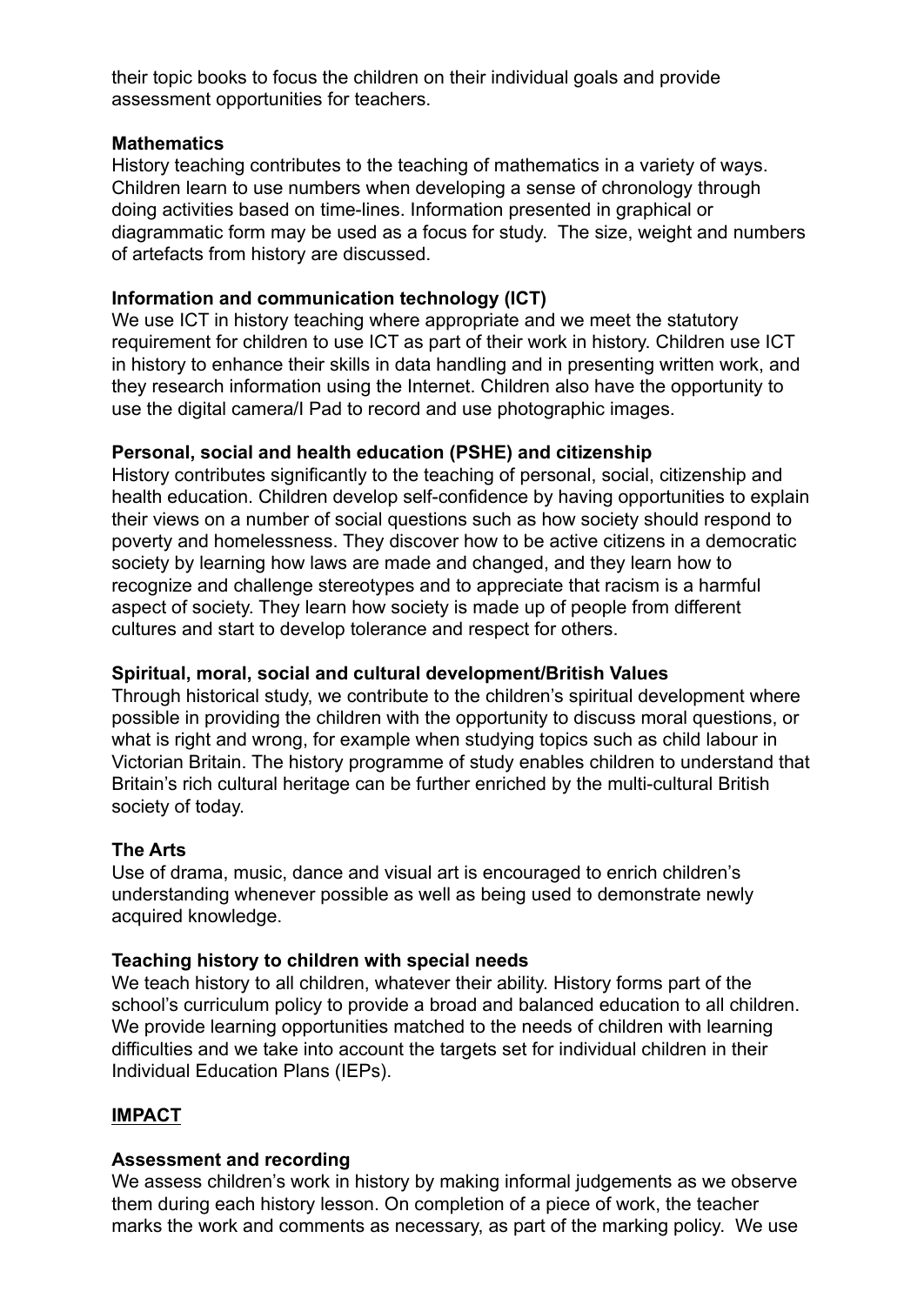their topic books to focus the children on their individual goals and provide assessment opportunities for teachers.

**Mathematics**

History teaching contributes to the teaching of mathematics in a variety of ways. Children learn to use numbers when developing a sense of chronology through doing activities based on time-lines. Information presented in graphical or diagrammatic form may be used as a focus for study. The size, weight and numbers of artefacts from history are discussed.

**Information and communication technology (ICT)**

We use ICT in history teaching where appropriate and we meet the statutory requirement for children to use ICT as part of their work in history. Children use ICT in history to enhance their skills in data handling and in presenting written work, and they research information using the Internet. Children also have the opportunity to use the digital camera/I Pad to record and use photographic images.

**Personal, social and health education (PSHE) and citizenship**

History contributes significantly to the teaching of personal, social, citizenship and health education. Children develop self-confidence by having opportunities to explain their views on a number of social questions such as how society should respond to poverty and homelessness. They discover how to be active citizens in a democratic society by learning how laws are made and changed, and they learn how to recognize and challenge stereotypes and to appreciate that racism is a harmful aspect of society. They learn how society is made up of people from different cultures and start to develop tolerance and respect for others.

**Spiritual, moral, social and cultural development/British Values**

Through historical study, we contribute to the children's spiritual development where possible in providing the children with the opportunity to discuss moral questions, or what is right and wrong, for example when studying topics such as child labour in Victorian Britain. The history programme of study enables children to understand that Britain's rich cultural heritage can be further enriched by the multi-cultural British society of today.

**The Arts**

Use of drama, music, dance and visual art is encouraged to enrich children's understanding whenever possible as well as being used to demonstrate newly acquired knowledge.

**Teaching history to children with special needs**

We teach history to all children, whatever their ability. History forms part of the school's curriculum policy to provide a broad and balanced education to all children. We provide learning opportunities matched to the needs of children with learning difficulties and we take into account the targets set for individual children in their Individual Education Plans (IEPs).

## IMPACT

**Assessment and recording**

We assess children's work in history by making informal judgements as we observe them during each history lesson. On completion of a piece of work, the teacher marks the work and comments as necessary, as part of the marking policy. We use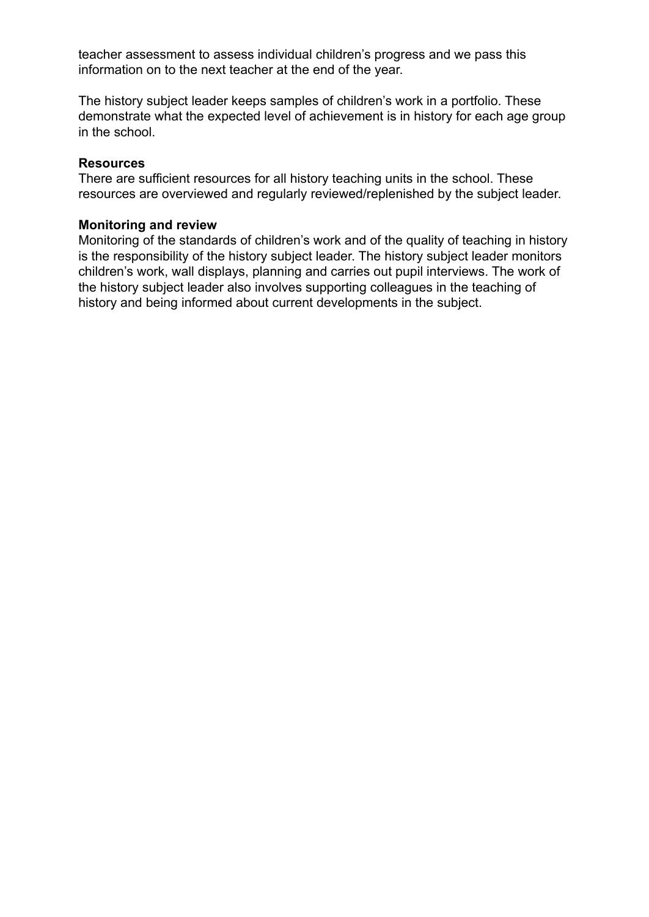teacher assessment to assess individual children's progress and we pass this information on to the next teacher at the end of the year.

The history subject leader keeps samples of children's work in a portfolio. These demonstrate what the expected level of achievement is in history for each age group in the school.

**Resources**

There are sufficient resources for all history teaching units in the school. These resources are overviewed and regularly reviewed/replenished by the subject leader.

**Monitoring and review**

Monitoring of the standards of children's work and of the quality of teaching in history is the responsibility of the history subject leader. The history subject leader monitors children's work, wall displays, planning and carries out pupil interviews. The work of the history subject leader also involves supporting colleagues in the teaching of history and being informed about current developments in the subject.